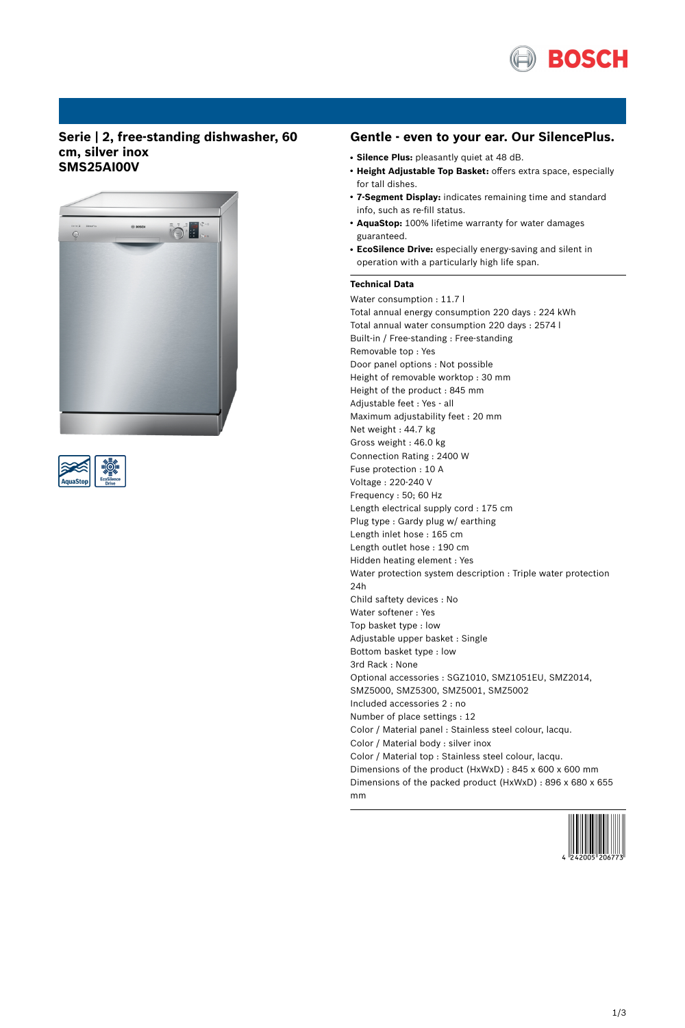# Serie | 2, free-standing dishwasher, 60 cm, silver inox
# SMS25AI00V

## Gentle - even to your ear. Our SilencePlus.

- **Silence Plus:** pleasantly quiet at 48 dB.
- **Height Adjustable Top Basket:** offers extra space, especially for tall dishes.
- **7-Segment Display:** indicates remaining time and standard info, such as re-fill status.
- **AquaStop:** 100% lifetime warranty for water damages guaranteed.
- **EcoSilence Drive:** especially energy-saving and silent in operation with a particularly high life span.

### Technical Data

Water consumption : 11.7 l
Total annual energy consumption 220 days : 224 kWh
Total annual water consumption 220 days : 2574 l
Built-in / Free-standing : Free-standing
Removable top : Yes
Door panel options : Not possible
Height of removable worktop : 30 mm
Height of the product : 845 mm
Adjustable feet : Yes - all
Maximum adjustability feet : 20 mm
Net weight : 44.7 kg
Gross weight : 46.0 kg
Connection Rating : 2400 W
Fuse protection : 10 A
Voltage : 220-240 V
Frequency : 50; 60 Hz
Length electrical supply cord : 175 cm
Plug type : Gardy plug w/ earthing
Length inlet hose : 165 cm
Length outlet hose : 190 cm
Hidden heating element : Yes
Water protection system description : Triple water protection 24h
Child saftety devices : No
Water softener : Yes
Top basket type : low
Adjustable upper basket : Single
Bottom basket type : low
3rd Rack : None
Optional accessories : SGZ1010, SMZ1051EU, SMZ2014, SMZ5000, SMZ5300, SMZ5001, SMZ5002
Included accessories 2 : no
Number of place settings : 12
Color / Material panel : Stainless steel colour, lacqu.
Color / Material body : silver inox
Color / Material top : Stainless steel colour, lacqu.
Dimensions of the product (HxWxD) : 845 x 600 x 600 mm
Dimensions of the packed product (HxWxD) : 896 x 680 x 655 mm

4 242005 206773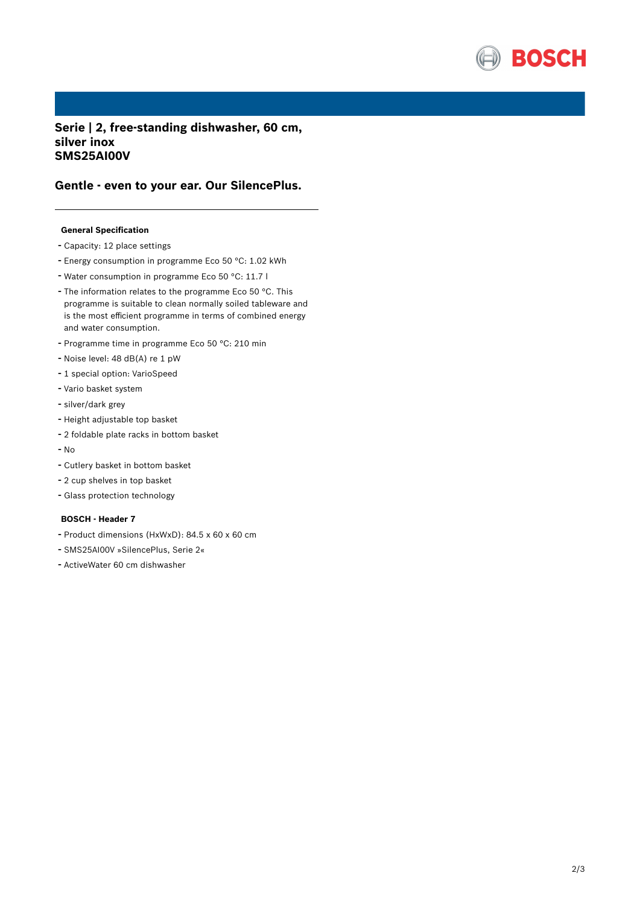# Serie | 2, free-standing dishwasher, 60 cm, silver inox
# SMS25AI00V

## Gentle - even to your ear. Our SilencePlus.

---

### General Specification

- Capacity: 12 place settings
- Energy consumption in programme Eco 50 °C: 1.02 kWh
- Water consumption in programme Eco 50 °C: 11.7 l
- The information relates to the programme Eco 50 °C. This programme is suitable to clean normally soiled tableware and is the most efficient programme in terms of combined energy and water consumption.
- Programme time in programme Eco 50 °C: 210 min
- Noise level: 48 dB(A) re 1 pW
- 1 special option: VarioSpeed
- Vario basket system
- silver/dark grey
- Height adjustable top basket
- 2 foldable plate racks in bottom basket
- No
- Cutlery basket in bottom basket
- 2 cup shelves in top basket
- Glass protection technology

### BOSCH - Header 7

- Product dimensions (HxWxD): 84.5 x 60 x 60 cm
- SMS25AI00V »SilencePlus, Serie 2«
- ActiveWater 60 cm dishwasher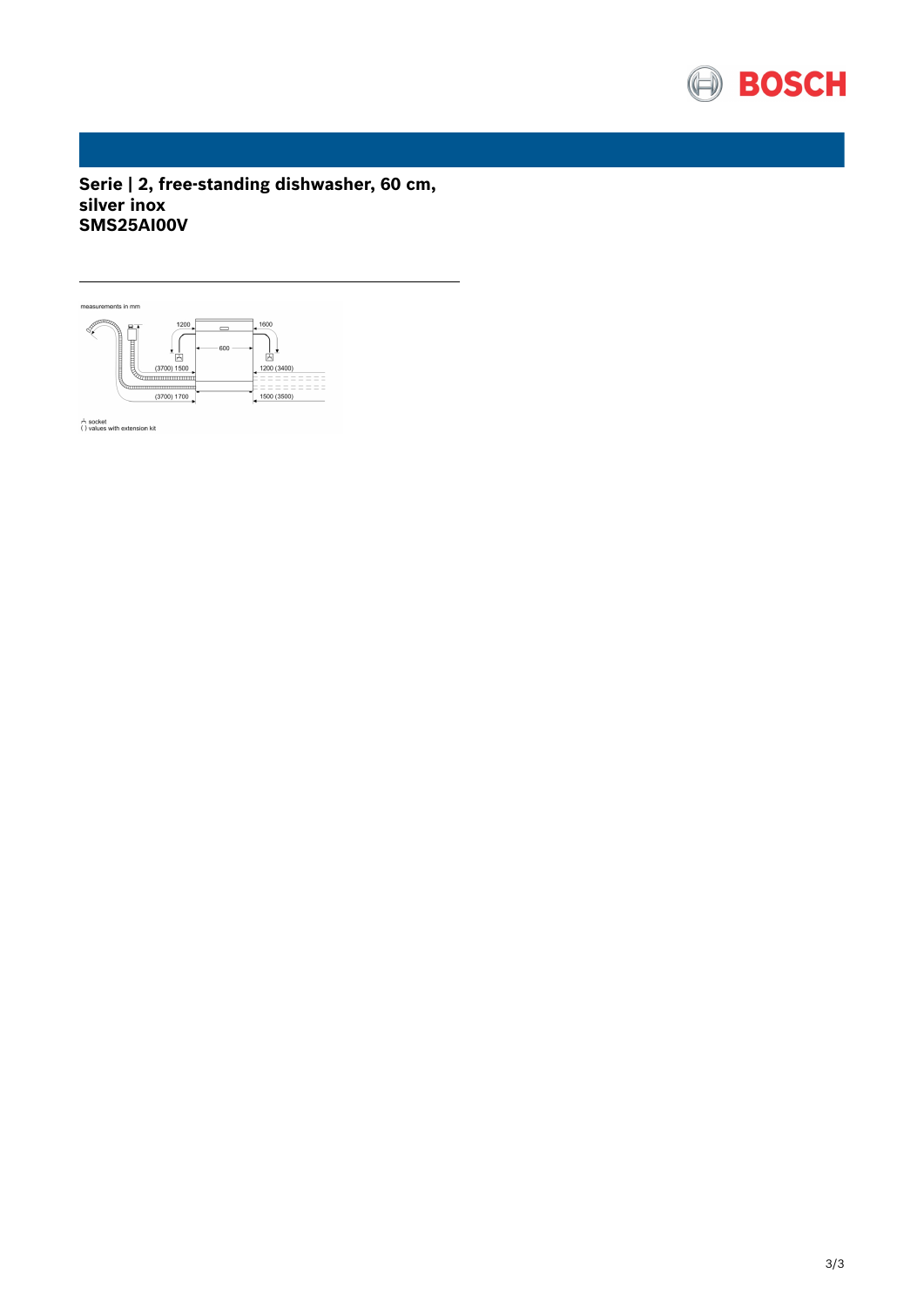**Serie | 2, free-standing dishwasher, 60 cm, silver inox**
**SMS25AI00V**

measurements in mm

1200

1600

600

(3700) 1500

1200 (3400)

(3700) 1700

1500 (3500)

socket
( ) values with extension kit